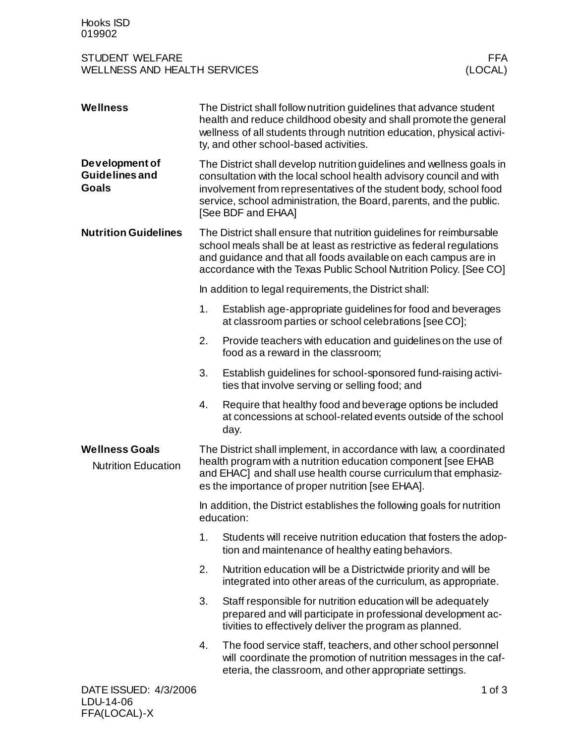Hooks ISD
019902

STUDENT WELFARE
WELLNESS AND HEALTH SERVICES

FFA
(LOCAL)

## Wellness

The District shall follow nutrition guidelines that advance student health and reduce childhood obesity and shall promote the general wellness of all students through nutrition education, physical activity, and other school-based activities.

## Development of Guidelines and Goals

The District shall develop nutrition guidelines and wellness goals in consultation with the local school health advisory council and with involvement from representatives of the student body, school food service, school administration, the Board, parents, and the public. [See BDF and EHAA]

## Nutrition Guidelines

The District shall ensure that nutrition guidelines for reimbursable school meals shall be at least as restrictive as federal regulations and guidance and that all foods available on each campus are in accordance with the Texas Public School Nutrition Policy. [See CO]

In addition to legal requirements, the District shall:

1. Establish age-appropriate guidelines for food and beverages at classroom parties or school celebrations [see CO];
2. Provide teachers with education and guidelines on the use of food as a reward in the classroom;
3. Establish guidelines for school-sponsored fund-raising activities that involve serving or selling food; and
4. Require that healthy food and beverage options be included at concessions at school-related events outside of the school day.

## Wellness Goals

### Nutrition Education

The District shall implement, in accordance with law, a coordinated health program with a nutrition education component [see EHAB and EHAC] and shall use health course curriculum that emphasizes the importance of proper nutrition [see EHAA].

In addition, the District establishes the following goals for nutrition education:

1. Students will receive nutrition education that fosters the adoption and maintenance of healthy eating behaviors.
2. Nutrition education will be a Districtwide priority and will be integrated into other areas of the curriculum, as appropriate.
3. Staff responsible for nutrition education will be adequately prepared and will participate in professional development activities to effectively deliver the program as planned.
4. The food service staff, teachers, and other school personnel will coordinate the promotion of nutrition messages in the cafeteria, the classroom, and other appropriate settings.

DATE ISSUED: 4/3/2006
LDU-14-06
FFA(LOCAL)-X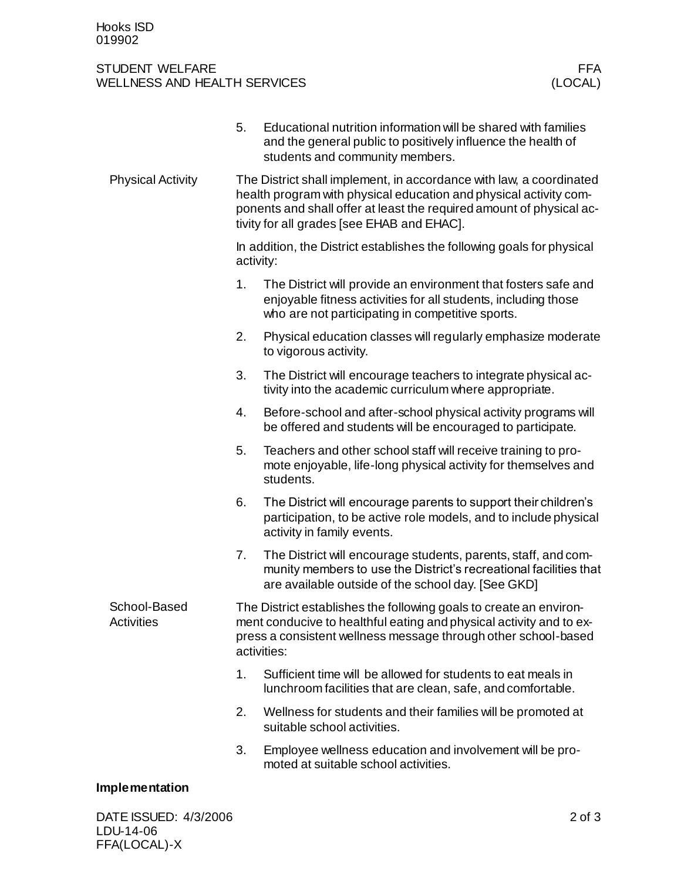5. Educational nutrition information will be shared with families and the general public to positively influence the health of students and community members.

## Physical Activity

The District shall implement, in accordance with law, a coordinated health program with physical education and physical activity components and shall offer at least the required amount of physical activity for all grades [see EHAB and EHAC].

In addition, the District establishes the following goals for physical activity:

1. The District will provide an environment that fosters safe and enjoyable fitness activities for all students, including those who are not participating in competitive sports.
2. Physical education classes will regularly emphasize moderate to vigorous activity.
3. The District will encourage teachers to integrate physical activity into the academic curriculum where appropriate.
4. Before-school and after-school physical activity programs will be offered and students will be encouraged to participate.
5. Teachers and other school staff will receive training to promote enjoyable, life-long physical activity for themselves and students.
6. The District will encourage parents to support their children's participation, to be active role models, and to include physical activity in family events.
7. The District will encourage students, parents, staff, and community members to use the District's recreational facilities that are available outside of the school day. [See GKD]

## School-Based Activities

The District establishes the following goals to create an environment conducive to healthful eating and physical activity and to express a consistent wellness message through other school-based activities:

1. Sufficient time will be allowed for students to eat meals in lunchroom facilities that are clean, safe, and comfortable.
2. Wellness for students and their families will be promoted at suitable school activities.
3. Employee wellness education and involvement will be promoted at suitable school activities.

## Implementation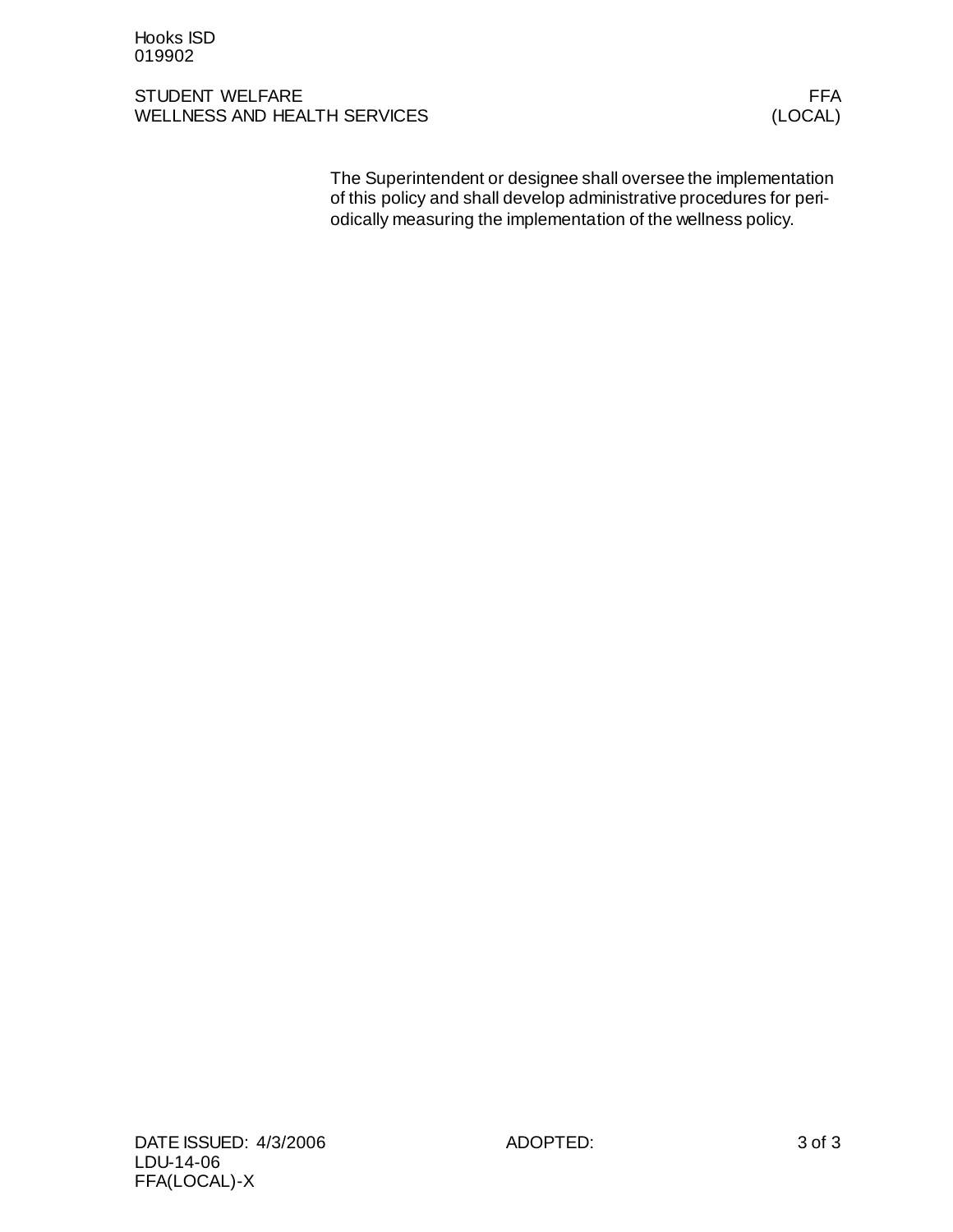The Superintendent or designee shall oversee the implementation of this policy and shall develop administrative procedures for periodically measuring the implementation of the wellness policy.